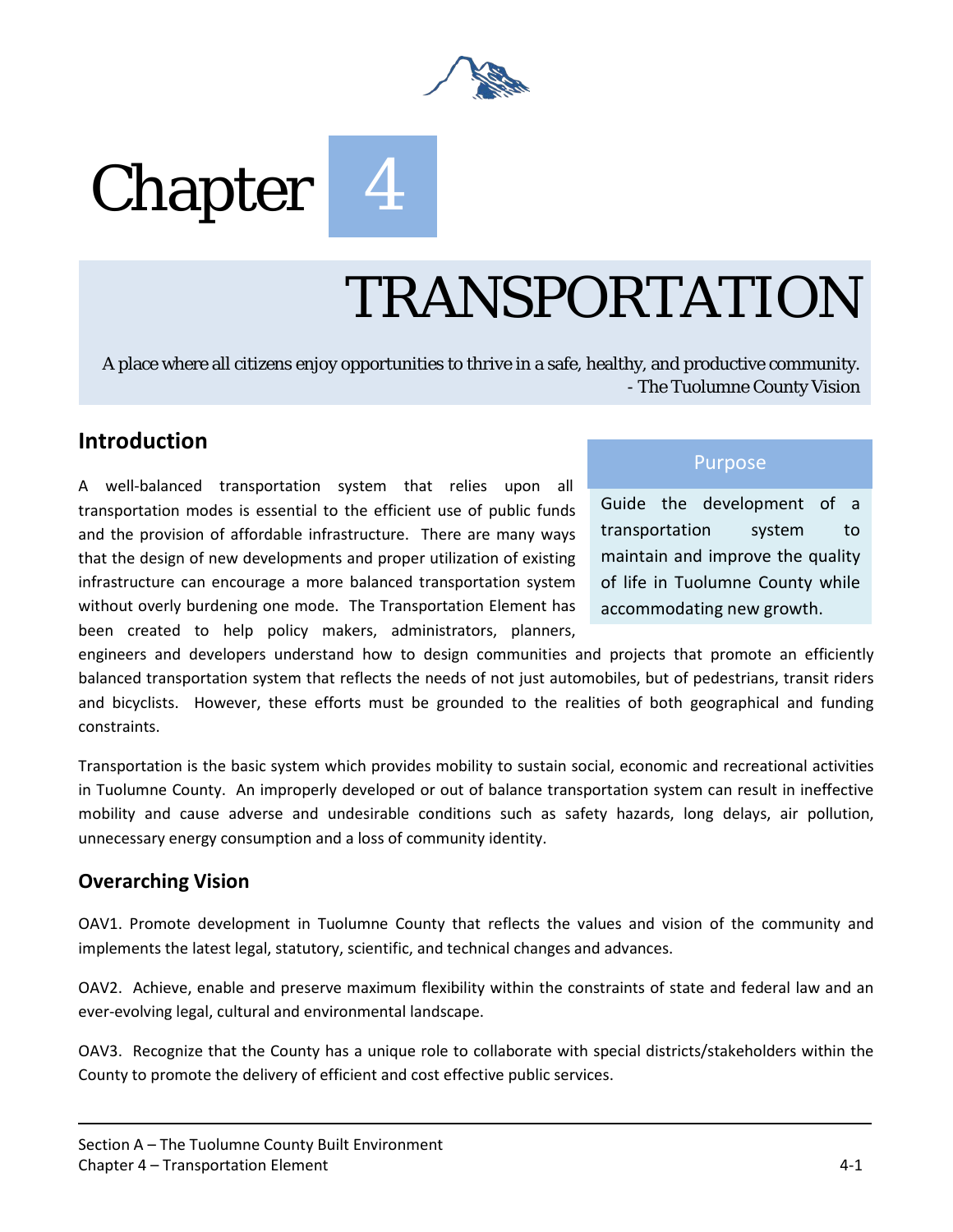# Chapter 4

# TRANSPORTATION

A place where all citizens enjoy opportunities to thrive in a safe, healthy, and productive community.
- The Tuolumne County Vision

## Introduction

A well-balanced transportation system that relies upon all transportation modes is essential to the efficient use of public funds and the provision of affordable infrastructure. There are many ways that the design of new developments and proper utilization of existing infrastructure can encourage a more balanced transportation system without overly burdening one mode. The Transportation Element has been created to help policy makers, administrators, planners, engineers and developers understand how to design communities and projects that promote an efficiently balanced transportation system that reflects the needs of not just automobiles, but of pedestrians, transit riders and bicyclists. However, these efforts must be grounded to the realities of both geographical and funding constraints.

**Purpose**

Guide the development of a transportation system to maintain and improve the quality of life in Tuolumne County while accommodating new growth.

Transportation is the basic system which provides mobility to sustain social, economic and recreational activities in Tuolumne County. An improperly developed or out of balance transportation system can result in ineffective mobility and cause adverse and undesirable conditions such as safety hazards, long delays, air pollution, unnecessary energy consumption and a loss of community identity.

### Overarching Vision

OAV1. Promote development in Tuolumne County that reflects the values and vision of the community and implements the latest legal, statutory, scientific, and technical changes and advances.

OAV2. Achieve, enable and preserve maximum flexibility within the constraints of state and federal law and an ever-evolving legal, cultural and environmental landscape.

OAV3. Recognize that the County has a unique role to collaborate with special districts/stakeholders within the County to promote the delivery of efficient and cost effective public services.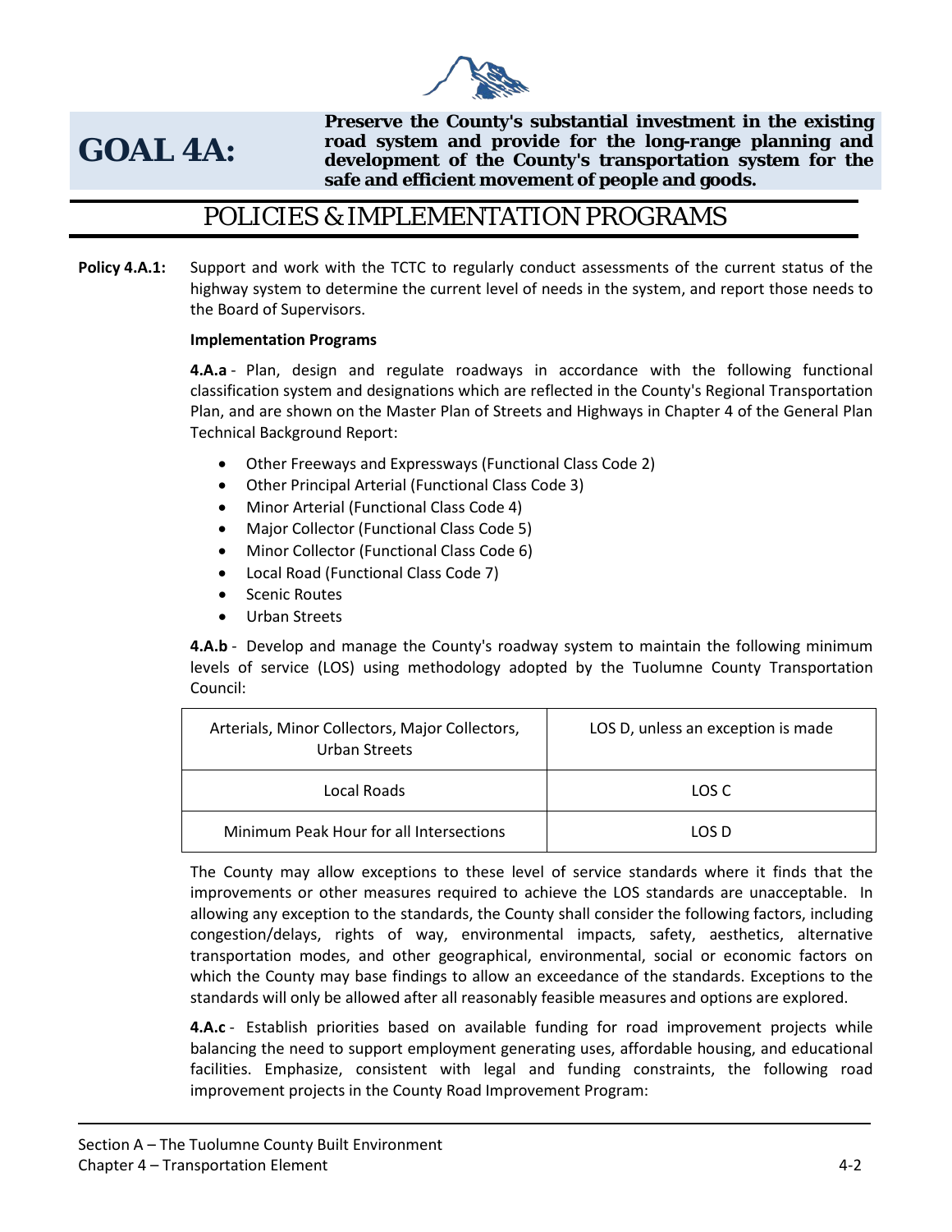# GOAL 4A:

**Preserve the County's substantial investment in the existing road system and provide for the long-range planning and development of the County's transportation system for the safe and efficient movement of people and goods.**

## POLICIES & IMPLEMENTATION PROGRAMS

**Policy 4.A.1:** Support and work with the TCTC to regularly conduct assessments of the current status of the highway system to determine the current level of needs in the system, and report those needs to the Board of Supervisors.

**Implementation Programs**

**4.A.a** - Plan, design and regulate roadways in accordance with the following functional classification system and designations which are reflected in the County's Regional Transportation Plan, and are shown on the Master Plan of Streets and Highways in Chapter 4 of the General Plan Technical Background Report:

- Other Freeways and Expressways (Functional Class Code 2)
- Other Principal Arterial (Functional Class Code 3)
- Minor Arterial (Functional Class Code 4)
- Major Collector (Functional Class Code 5)
- Minor Collector (Functional Class Code 6)
- Local Road (Functional Class Code 7)
- Scenic Routes
- Urban Streets

**4.A.b** - Develop and manage the County's roadway system to maintain the following minimum levels of service (LOS) using methodology adopted by the Tuolumne County Transportation Council:

| Arterials, Minor Collectors, Major Collectors, Urban Streets | LOS D, unless an exception is made |
|---|---|
| Local Roads | LOS C |
| Minimum Peak Hour for all Intersections | LOS D |

The County may allow exceptions to these level of service standards where it finds that the improvements or other measures required to achieve the LOS standards are unacceptable. In allowing any exception to the standards, the County shall consider the following factors, including congestion/delays, rights of way, environmental impacts, safety, aesthetics, alternative transportation modes, and other geographical, environmental, social or economic factors on which the County may base findings to allow an exceedance of the standards. Exceptions to the standards will only be allowed after all reasonably feasible measures and options are explored.

**4.A.c** - Establish priorities based on available funding for road improvement projects while balancing the need to support employment generating uses, affordable housing, and educational facilities. Emphasize, consistent with legal and funding constraints, the following road improvement projects in the County Road Improvement Program: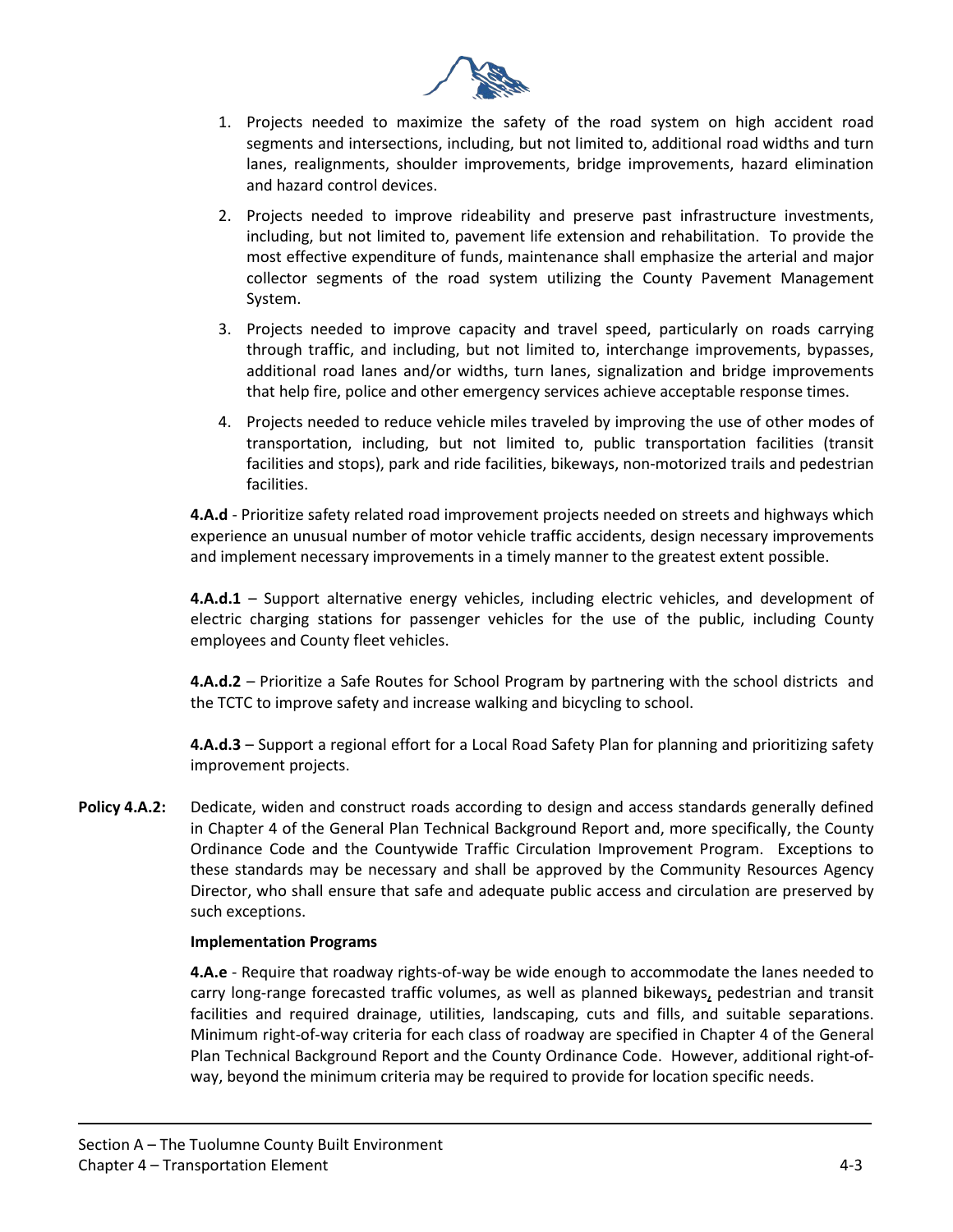1. Projects needed to maximize the safety of the road system on high accident road segments and intersections, including, but not limited to, additional road widths and turn lanes, realignments, shoulder improvements, bridge improvements, hazard elimination and hazard control devices.
2. Projects needed to improve rideability and preserve past infrastructure investments, including, but not limited to, pavement life extension and rehabilitation. To provide the most effective expenditure of funds, maintenance shall emphasize the arterial and major collector segments of the road system utilizing the County Pavement Management System.
3. Projects needed to improve capacity and travel speed, particularly on roads carrying through traffic, and including, but not limited to, interchange improvements, bypasses, additional road lanes and/or widths, turn lanes, signalization and bridge improvements that help fire, police and other emergency services achieve acceptable response times.
4. Projects needed to reduce vehicle miles traveled by improving the use of other modes of transportation, including, but not limited to, public transportation facilities (transit facilities and stops), park and ride facilities, bikeways, non-motorized trails and pedestrian facilities.

**4.A.d** - Prioritize safety related road improvement projects needed on streets and highways which experience an unusual number of motor vehicle traffic accidents, design necessary improvements and implement necessary improvements in a timely manner to the greatest extent possible.

**4.A.d.1** – Support alternative energy vehicles, including electric vehicles, and development of electric charging stations for passenger vehicles for the use of the public, including County employees and County fleet vehicles.

**4.A.d.2** – Prioritize a Safe Routes for School Program by partnering with the school districts and the TCTC to improve safety and increase walking and bicycling to school.

**4.A.d.3** – Support a regional effort for a Local Road Safety Plan for planning and prioritizing safety improvement projects.

**Policy 4.A.2:** Dedicate, widen and construct roads according to design and access standards generally defined in Chapter 4 of the General Plan Technical Background Report and, more specifically, the County Ordinance Code and the Countywide Traffic Circulation Improvement Program. Exceptions to these standards may be necessary and shall be approved by the Community Resources Agency Director, who shall ensure that safe and adequate public access and circulation are preserved by such exceptions.

**Implementation Programs**

**4.A.e** - Require that roadway rights-of-way be wide enough to accommodate the lanes needed to carry long-range forecasted traffic volumes, as well as planned bikeways, pedestrian and transit facilities and required drainage, utilities, landscaping, cuts and fills, and suitable separations. Minimum right-of-way criteria for each class of roadway are specified in Chapter 4 of the General Plan Technical Background Report and the County Ordinance Code. However, additional right-of-way, beyond the minimum criteria may be required to provide for location specific needs.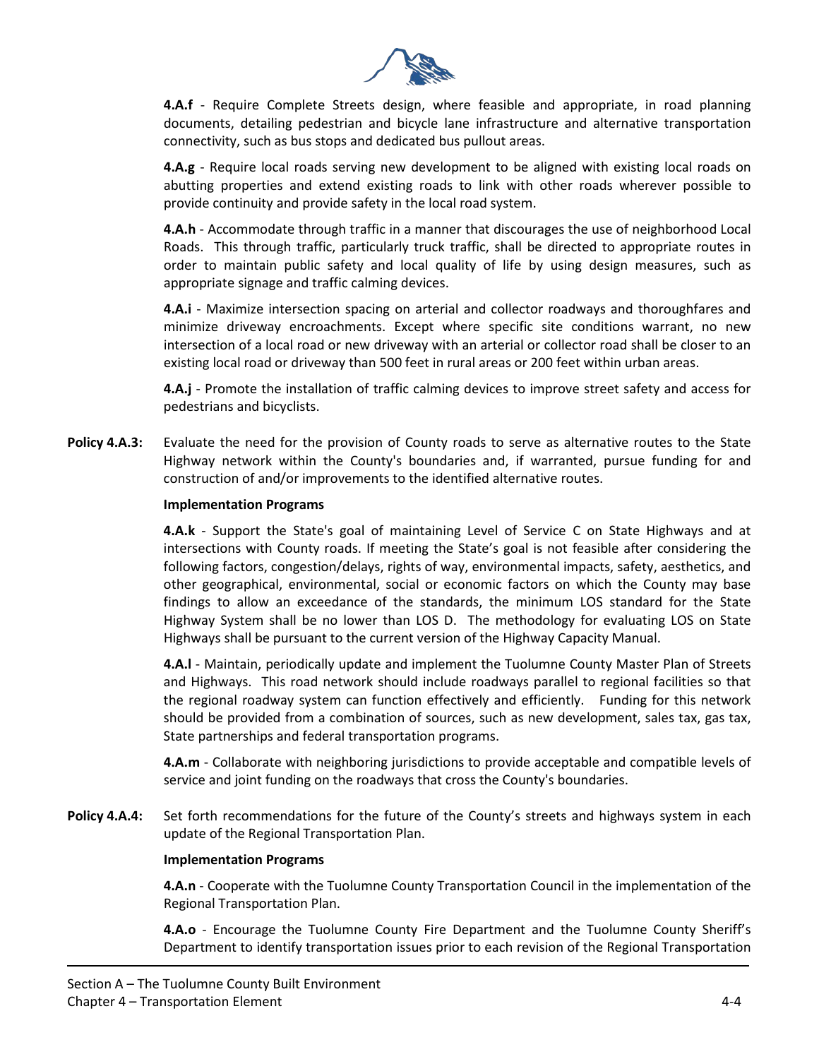**4.A.f** - Require Complete Streets design, where feasible and appropriate, in road planning documents, detailing pedestrian and bicycle lane infrastructure and alternative transportation connectivity, such as bus stops and dedicated bus pullout areas.

**4.A.g** - Require local roads serving new development to be aligned with existing local roads on abutting properties and extend existing roads to link with other roads wherever possible to provide continuity and provide safety in the local road system.

**4.A.h** - Accommodate through traffic in a manner that discourages the use of neighborhood Local Roads. This through traffic, particularly truck traffic, shall be directed to appropriate routes in order to maintain public safety and local quality of life by using design measures, such as appropriate signage and traffic calming devices.

**4.A.i** - Maximize intersection spacing on arterial and collector roadways and thoroughfares and minimize driveway encroachments. Except where specific site conditions warrant, no new intersection of a local road or new driveway with an arterial or collector road shall be closer to an existing local road or driveway than 500 feet in rural areas or 200 feet within urban areas.

**4.A.j** - Promote the installation of traffic calming devices to improve street safety and access for pedestrians and bicyclists.

**Policy 4.A.3:** Evaluate the need for the provision of County roads to serve as alternative routes to the State Highway network within the County's boundaries and, if warranted, pursue funding for and construction of and/or improvements to the identified alternative routes.

**Implementation Programs**

**4.A.k** - Support the State's goal of maintaining Level of Service C on State Highways and at intersections with County roads. If meeting the State's goal is not feasible after considering the following factors, congestion/delays, rights of way, environmental impacts, safety, aesthetics, and other geographical, environmental, social or economic factors on which the County may base findings to allow an exceedance of the standards, the minimum LOS standard for the State Highway System shall be no lower than LOS D. The methodology for evaluating LOS on State Highways shall be pursuant to the current version of the Highway Capacity Manual.

**4.A.l** - Maintain, periodically update and implement the Tuolumne County Master Plan of Streets and Highways. This road network should include roadways parallel to regional facilities so that the regional roadway system can function effectively and efficiently. Funding for this network should be provided from a combination of sources, such as new development, sales tax, gas tax, State partnerships and federal transportation programs.

**4.A.m** - Collaborate with neighboring jurisdictions to provide acceptable and compatible levels of service and joint funding on the roadways that cross the County's boundaries.

**Policy 4.A.4:** Set forth recommendations for the future of the County's streets and highways system in each update of the Regional Transportation Plan.

**Implementation Programs**

**4.A.n** - Cooperate with the Tuolumne County Transportation Council in the implementation of the Regional Transportation Plan.

**4.A.o** - Encourage the Tuolumne County Fire Department and the Tuolumne County Sheriff's Department to identify transportation issues prior to each revision of the Regional Transportation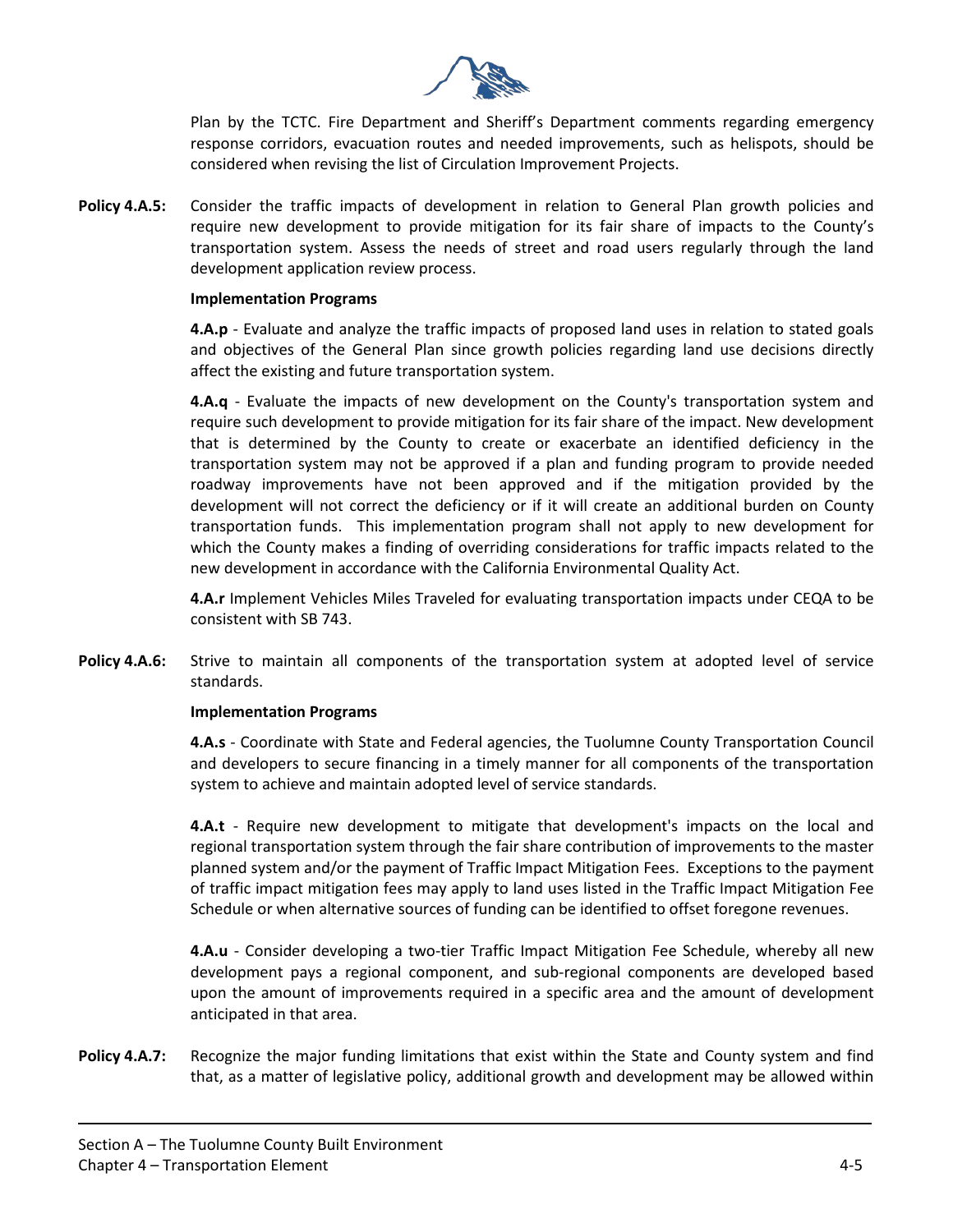Plan by the TCTC. Fire Department and Sheriff's Department comments regarding emergency response corridors, evacuation routes and needed improvements, such as helispots, should be considered when revising the list of Circulation Improvement Projects.

**Policy 4.A.5:** Consider the traffic impacts of development in relation to General Plan growth policies and require new development to provide mitigation for its fair share of impacts to the County's transportation system. Assess the needs of street and road users regularly through the land development application review process.

**Implementation Programs**

**4.A.p** - Evaluate and analyze the traffic impacts of proposed land uses in relation to stated goals and objectives of the General Plan since growth policies regarding land use decisions directly affect the existing and future transportation system.

**4.A.q** - Evaluate the impacts of new development on the County's transportation system and require such development to provide mitigation for its fair share of the impact. New development that is determined by the County to create or exacerbate an identified deficiency in the transportation system may not be approved if a plan and funding program to provide needed roadway improvements have not been approved and if the mitigation provided by the development will not correct the deficiency or if it will create an additional burden on County transportation funds. This implementation program shall not apply to new development for which the County makes a finding of overriding considerations for traffic impacts related to the new development in accordance with the California Environmental Quality Act.

**4.A.r** Implement Vehicles Miles Traveled for evaluating transportation impacts under CEQA to be consistent with SB 743.

**Policy 4.A.6:** Strive to maintain all components of the transportation system at adopted level of service standards.

**Implementation Programs**

**4.A.s** - Coordinate with State and Federal agencies, the Tuolumne County Transportation Council and developers to secure financing in a timely manner for all components of the transportation system to achieve and maintain adopted level of service standards.

**4.A.t** - Require new development to mitigate that development's impacts on the local and regional transportation system through the fair share contribution of improvements to the master planned system and/or the payment of Traffic Impact Mitigation Fees. Exceptions to the payment of traffic impact mitigation fees may apply to land uses listed in the Traffic Impact Mitigation Fee Schedule or when alternative sources of funding can be identified to offset foregone revenues.

**4.A.u** - Consider developing a two-tier Traffic Impact Mitigation Fee Schedule, whereby all new development pays a regional component, and sub-regional components are developed based upon the amount of improvements required in a specific area and the amount of development anticipated in that area.

**Policy 4.A.7:** Recognize the major funding limitations that exist within the State and County system and find that, as a matter of legislative policy, additional growth and development may be allowed within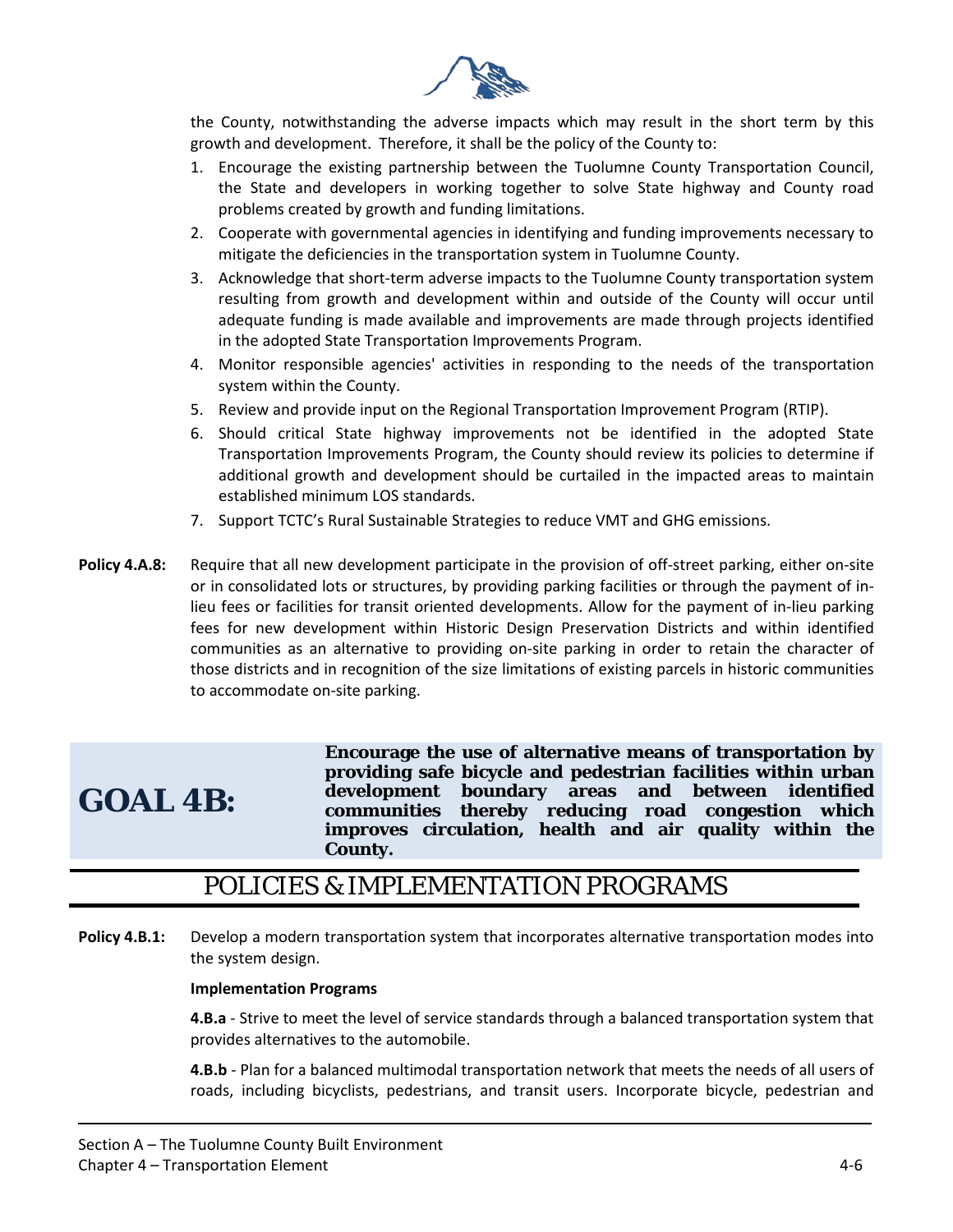the County, notwithstanding the adverse impacts which may result in the short term by this growth and development. Therefore, it shall be the policy of the County to:

1. Encourage the existing partnership between the Tuolumne County Transportation Council, the State and developers in working together to solve State highway and County road problems created by growth and funding limitations.
2. Cooperate with governmental agencies in identifying and funding improvements necessary to mitigate the deficiencies in the transportation system in Tuolumne County.
3. Acknowledge that short-term adverse impacts to the Tuolumne County transportation system resulting from growth and development within and outside of the County will occur until adequate funding is made available and improvements are made through projects identified in the adopted State Transportation Improvements Program.
4. Monitor responsible agencies' activities in responding to the needs of the transportation system within the County.
5. Review and provide input on the Regional Transportation Improvement Program (RTIP).
6. Should critical State highway improvements not be identified in the adopted State Transportation Improvements Program, the County should review its policies to determine if additional growth and development should be curtailed in the impacted areas to maintain established minimum LOS standards.
7. Support TCTC's Rural Sustainable Strategies to reduce VMT and GHG emissions.

**Policy 4.A.8:** Require that all new development participate in the provision of off-street parking, either on-site or in consolidated lots or structures, by providing parking facilities or through the payment of in-lieu fees or facilities for transit oriented developments. Allow for the payment of in-lieu parking fees for new development within Historic Design Preservation Districts and within identified communities as an alternative to providing on-site parking in order to retain the character of those districts and in recognition of the size limitations of existing parcels in historic communities to accommodate on-site parking.

## GOAL 4B:

**Encourage the use of alternative means of transportation by providing safe bicycle and pedestrian facilities within urban development boundary areas and between identified communities thereby reducing road congestion which improves circulation, health and air quality within the County.**

## POLICIES & IMPLEMENTATION PROGRAMS

**Policy 4.B.1:** Develop a modern transportation system that incorporates alternative transportation modes into the system design.

**Implementation Programs**

**4.B.a** - Strive to meet the level of service standards through a balanced transportation system that provides alternatives to the automobile.

**4.B.b** - Plan for a balanced multimodal transportation network that meets the needs of all users of roads, including bicyclists, pedestrians, and transit users. Incorporate bicycle, pedestrian and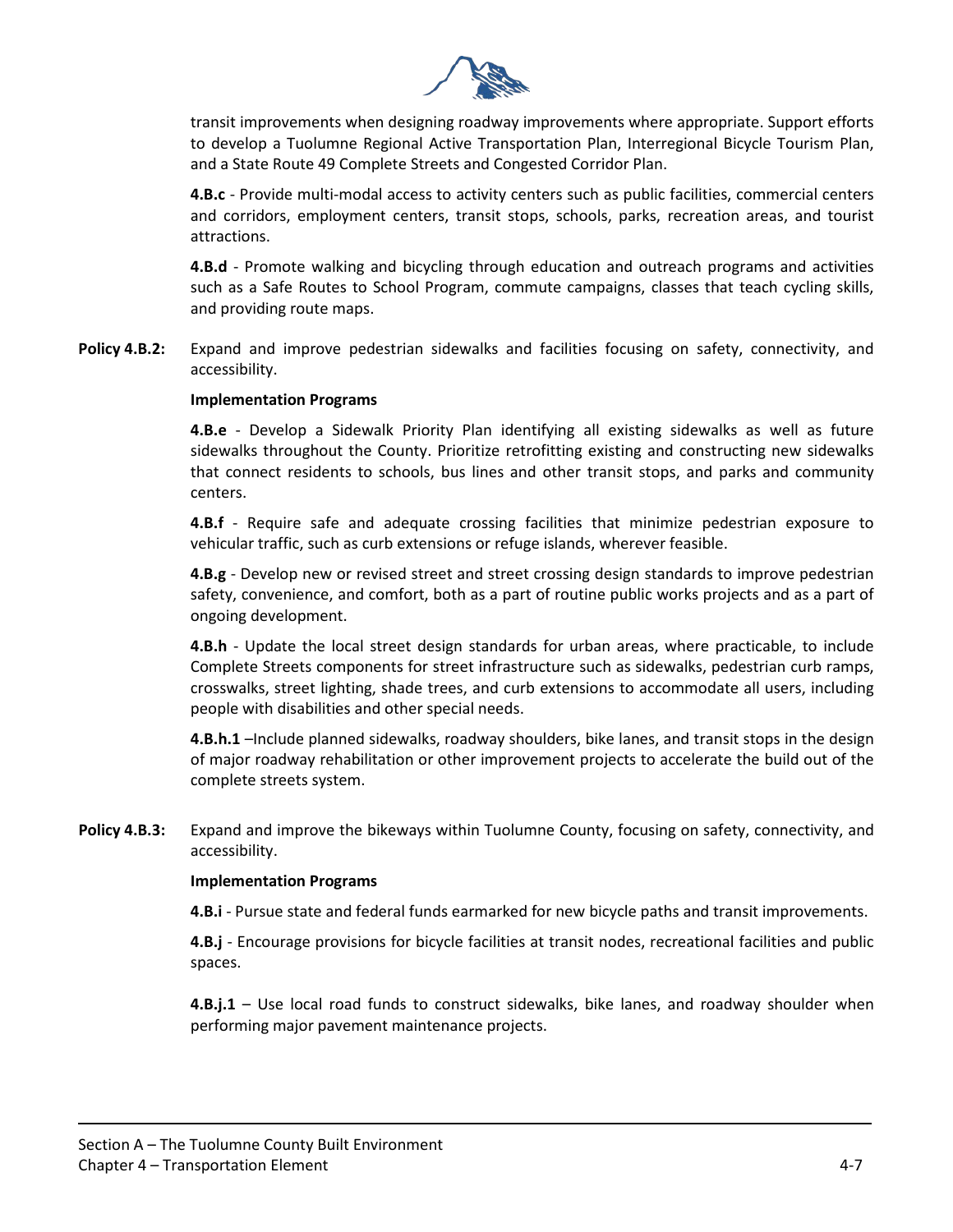transit improvements when designing roadway improvements where appropriate. Support efforts to develop a Tuolumne Regional Active Transportation Plan, Interregional Bicycle Tourism Plan, and a State Route 49 Complete Streets and Congested Corridor Plan.

**4.B.c** - Provide multi-modal access to activity centers such as public facilities, commercial centers and corridors, employment centers, transit stops, schools, parks, recreation areas, and tourist attractions.

**4.B.d** - Promote walking and bicycling through education and outreach programs and activities such as a Safe Routes to School Program, commute campaigns, classes that teach cycling skills, and providing route maps.

**Policy 4.B.2:** Expand and improve pedestrian sidewalks and facilities focusing on safety, connectivity, and accessibility.

**Implementation Programs**

**4.B.e** - Develop a Sidewalk Priority Plan identifying all existing sidewalks as well as future sidewalks throughout the County. Prioritize retrofitting existing and constructing new sidewalks that connect residents to schools, bus lines and other transit stops, and parks and community centers.

**4.B.f** - Require safe and adequate crossing facilities that minimize pedestrian exposure to vehicular traffic, such as curb extensions or refuge islands, wherever feasible.

**4.B.g** - Develop new or revised street and street crossing design standards to improve pedestrian safety, convenience, and comfort, both as a part of routine public works projects and as a part of ongoing development.

**4.B.h** - Update the local street design standards for urban areas, where practicable, to include Complete Streets components for street infrastructure such as sidewalks, pedestrian curb ramps, crosswalks, street lighting, shade trees, and curb extensions to accommodate all users, including people with disabilities and other special needs.

**4.B.h.1** –Include planned sidewalks, roadway shoulders, bike lanes, and transit stops in the design of major roadway rehabilitation or other improvement projects to accelerate the build out of the complete streets system.

**Policy 4.B.3:** Expand and improve the bikeways within Tuolumne County, focusing on safety, connectivity, and accessibility.

**Implementation Programs**

**4.B.i** - Pursue state and federal funds earmarked for new bicycle paths and transit improvements.

**4.B.j** - Encourage provisions for bicycle facilities at transit nodes, recreational facilities and public spaces.

**4.B.j.1** – Use local road funds to construct sidewalks, bike lanes, and roadway shoulder when performing major pavement maintenance projects.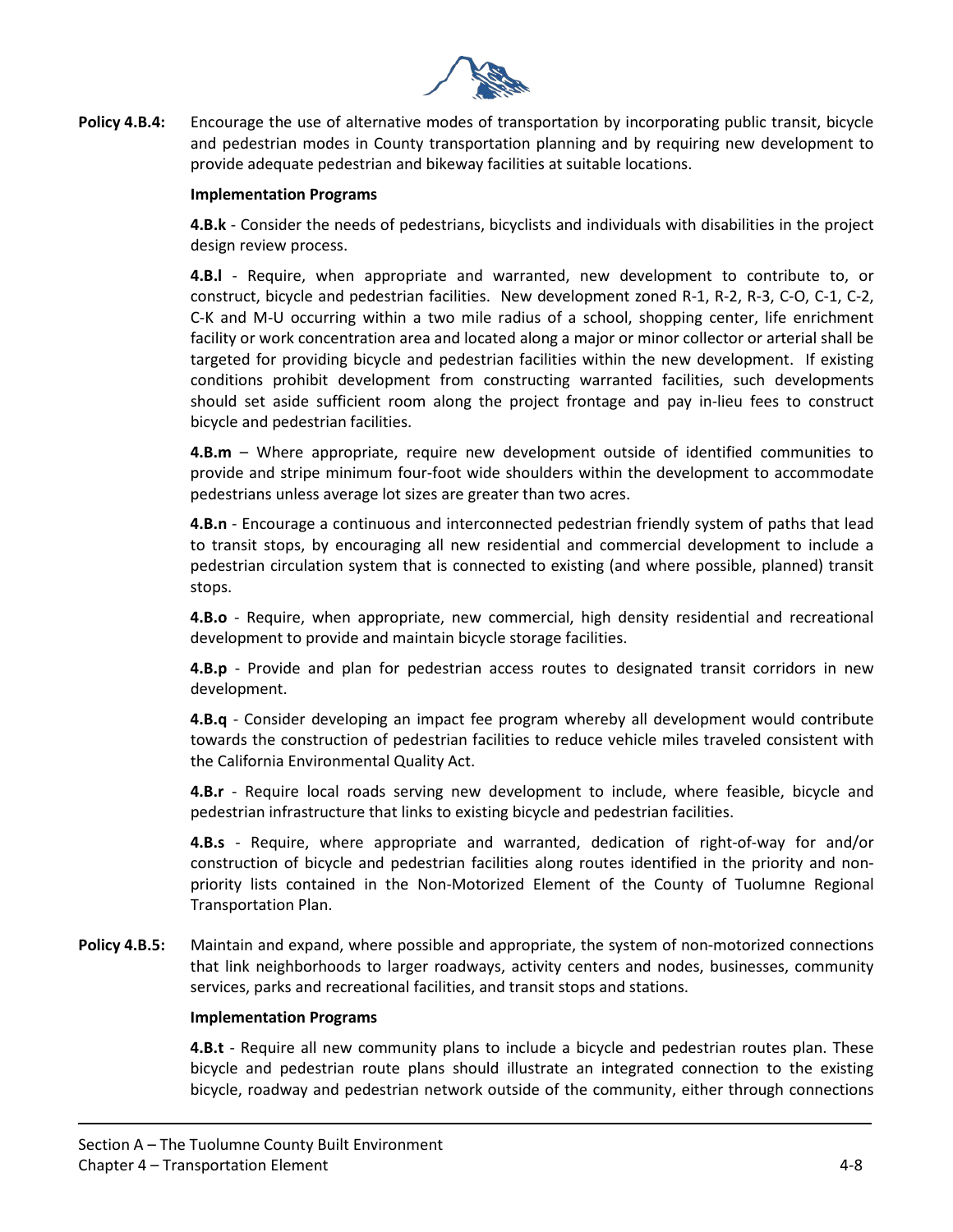**Policy 4.B.4:** Encourage the use of alternative modes of transportation by incorporating public transit, bicycle and pedestrian modes in County transportation planning and by requiring new development to provide adequate pedestrian and bikeway facilities at suitable locations.

**Implementation Programs**

**4.B.k** - Consider the needs of pedestrians, bicyclists and individuals with disabilities in the project design review process.

**4.B.l** - Require, when appropriate and warranted, new development to contribute to, or construct, bicycle and pedestrian facilities. New development zoned R-1, R-2, R-3, C-O, C-1, C-2, C-K and M-U occurring within a two mile radius of a school, shopping center, life enrichment facility or work concentration area and located along a major or minor collector or arterial shall be targeted for providing bicycle and pedestrian facilities within the new development. If existing conditions prohibit development from constructing warranted facilities, such developments should set aside sufficient room along the project frontage and pay in-lieu fees to construct bicycle and pedestrian facilities.

**4.B.m** – Where appropriate, require new development outside of identified communities to provide and stripe minimum four-foot wide shoulders within the development to accommodate pedestrians unless average lot sizes are greater than two acres.

**4.B.n** - Encourage a continuous and interconnected pedestrian friendly system of paths that lead to transit stops, by encouraging all new residential and commercial development to include a pedestrian circulation system that is connected to existing (and where possible, planned) transit stops.

**4.B.o** - Require, when appropriate, new commercial, high density residential and recreational development to provide and maintain bicycle storage facilities.

**4.B.p** - Provide and plan for pedestrian access routes to designated transit corridors in new development.

**4.B.q** - Consider developing an impact fee program whereby all development would contribute towards the construction of pedestrian facilities to reduce vehicle miles traveled consistent with the California Environmental Quality Act.

**4.B.r** - Require local roads serving new development to include, where feasible, bicycle and pedestrian infrastructure that links to existing bicycle and pedestrian facilities.

**4.B.s** - Require, where appropriate and warranted, dedication of right-of-way for and/or construction of bicycle and pedestrian facilities along routes identified in the priority and non-priority lists contained in the Non-Motorized Element of the County of Tuolumne Regional Transportation Plan.

**Policy 4.B.5:** Maintain and expand, where possible and appropriate, the system of non-motorized connections that link neighborhoods to larger roadways, activity centers and nodes, businesses, community services, parks and recreational facilities, and transit stops and stations.

**Implementation Programs**

**4.B.t** - Require all new community plans to include a bicycle and pedestrian routes plan. These bicycle and pedestrian route plans should illustrate an integrated connection to the existing bicycle, roadway and pedestrian network outside of the community, either through connections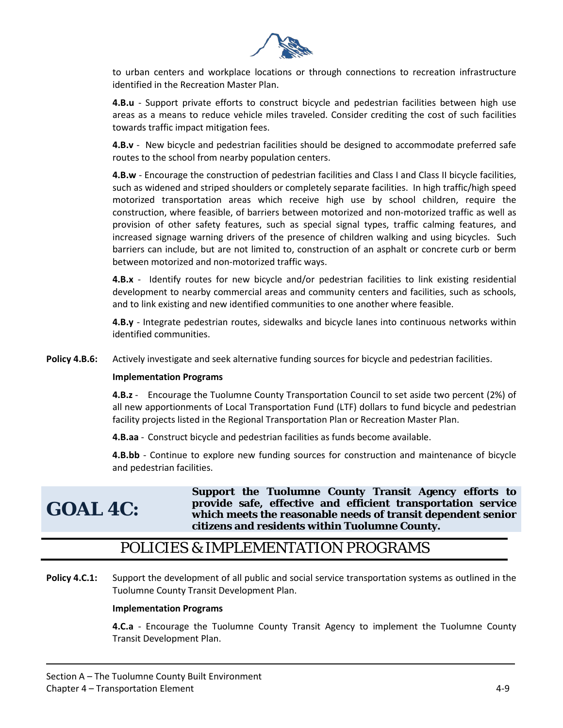to urban centers and workplace locations or through connections to recreation infrastructure identified in the Recreation Master Plan.

**4.B.u** - Support private efforts to construct bicycle and pedestrian facilities between high use areas as a means to reduce vehicle miles traveled. Consider crediting the cost of such facilities towards traffic impact mitigation fees.

**4.B.v** - New bicycle and pedestrian facilities should be designed to accommodate preferred safe routes to the school from nearby population centers.

**4.B.w** - Encourage the construction of pedestrian facilities and Class I and Class II bicycle facilities, such as widened and striped shoulders or completely separate facilities. In high traffic/high speed motorized transportation areas which receive high use by school children, require the construction, where feasible, of barriers between motorized and non-motorized traffic as well as provision of other safety features, such as special signal types, traffic calming features, and increased signage warning drivers of the presence of children walking and using bicycles. Such barriers can include, but are not limited to, construction of an asphalt or concrete curb or berm between motorized and non-motorized traffic ways.

**4.B.x** - Identify routes for new bicycle and/or pedestrian facilities to link existing residential development to nearby commercial areas and community centers and facilities, such as schools, and to link existing and new identified communities to one another where feasible.

**4.B.y** - Integrate pedestrian routes, sidewalks and bicycle lanes into continuous networks within identified communities.

**Policy 4.B.6:** Actively investigate and seek alternative funding sources for bicycle and pedestrian facilities.

**Implementation Programs**

**4.B.z** - Encourage the Tuolumne County Transportation Council to set aside two percent (2%) of all new apportionments of Local Transportation Fund (LTF) dollars to fund bicycle and pedestrian facility projects listed in the Regional Transportation Plan or Recreation Master Plan.

**4.B.aa** - Construct bicycle and pedestrian facilities as funds become available.

**4.B.bb** - Continue to explore new funding sources for construction and maintenance of bicycle and pedestrian facilities.

## GOAL 4C: Support the Tuolumne County Transit Agency efforts to provide safe, effective and efficient transportation service which meets the reasonable needs of transit dependent senior citizens and residents within Tuolumne County.

## POLICIES & IMPLEMENTATION PROGRAMS

**Policy 4.C.1:** Support the development of all public and social service transportation systems as outlined in the Tuolumne County Transit Development Plan.

**Implementation Programs**

**4.C.a** - Encourage the Tuolumne County Transit Agency to implement the Tuolumne County Transit Development Plan.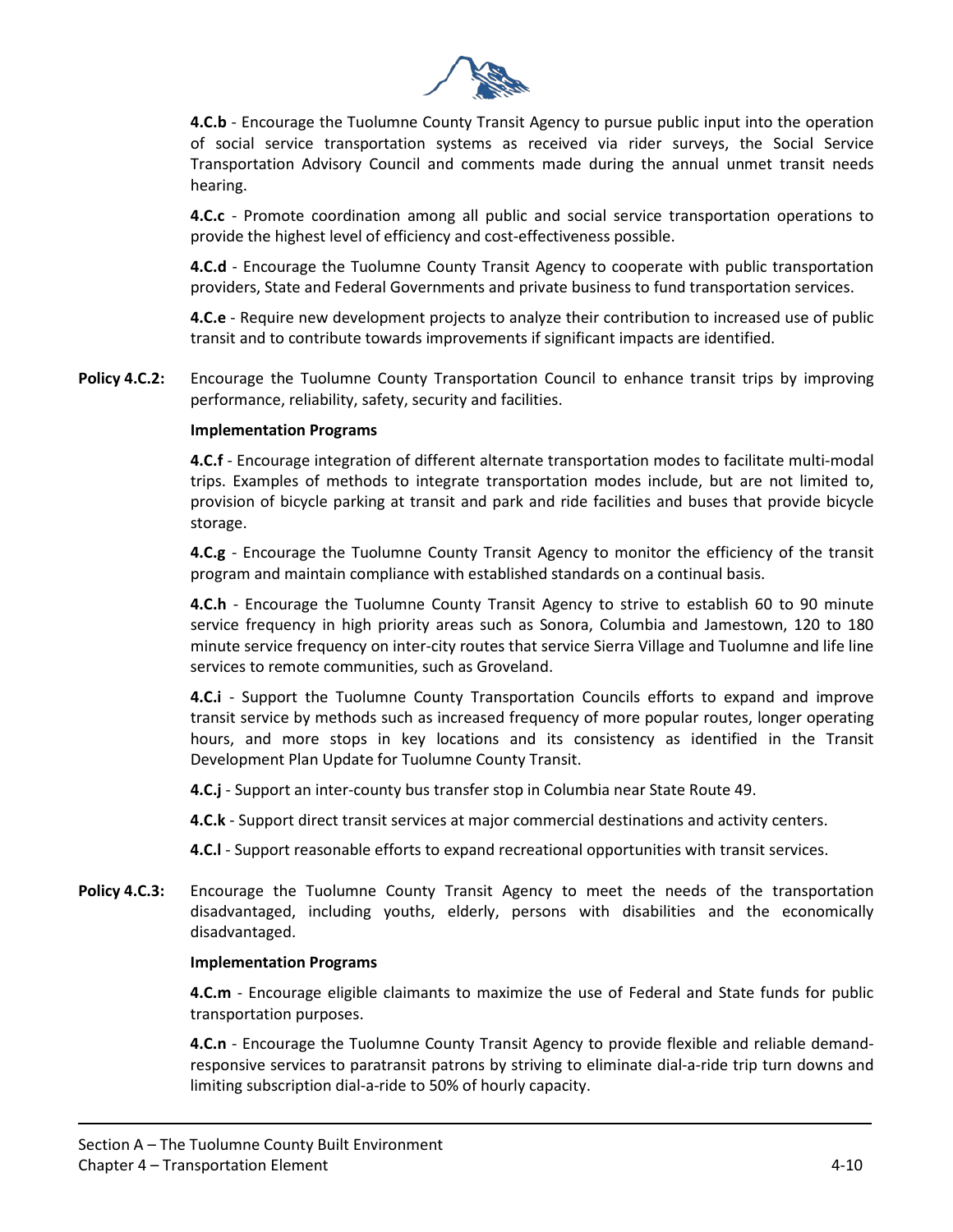**4.C.b** - Encourage the Tuolumne County Transit Agency to pursue public input into the operation of social service transportation systems as received via rider surveys, the Social Service Transportation Advisory Council and comments made during the annual unmet transit needs hearing.

**4.C.c** - Promote coordination among all public and social service transportation operations to provide the highest level of efficiency and cost-effectiveness possible.

**4.C.d** - Encourage the Tuolumne County Transit Agency to cooperate with public transportation providers, State and Federal Governments and private business to fund transportation services.

**4.C.e** - Require new development projects to analyze their contribution to increased use of public transit and to contribute towards improvements if significant impacts are identified.

**Policy 4.C.2:** Encourage the Tuolumne County Transportation Council to enhance transit trips by improving performance, reliability, safety, security and facilities.

**Implementation Programs**

**4.C.f** - Encourage integration of different alternate transportation modes to facilitate multi-modal trips. Examples of methods to integrate transportation modes include, but are not limited to, provision of bicycle parking at transit and park and ride facilities and buses that provide bicycle storage.

**4.C.g** - Encourage the Tuolumne County Transit Agency to monitor the efficiency of the transit program and maintain compliance with established standards on a continual basis.

**4.C.h** - Encourage the Tuolumne County Transit Agency to strive to establish 60 to 90 minute service frequency in high priority areas such as Sonora, Columbia and Jamestown, 120 to 180 minute service frequency on inter-city routes that service Sierra Village and Tuolumne and life line services to remote communities, such as Groveland.

**4.C.i** - Support the Tuolumne County Transportation Councils efforts to expand and improve transit service by methods such as increased frequency of more popular routes, longer operating hours, and more stops in key locations and its consistency as identified in the Transit Development Plan Update for Tuolumne County Transit.

**4.C.j** - Support an inter-county bus transfer stop in Columbia near State Route 49.

**4.C.k** - Support direct transit services at major commercial destinations and activity centers.

**4.C.l** - Support reasonable efforts to expand recreational opportunities with transit services.

**Policy 4.C.3:** Encourage the Tuolumne County Transit Agency to meet the needs of the transportation disadvantaged, including youths, elderly, persons with disabilities and the economically disadvantaged.

**Implementation Programs**

**4.C.m** - Encourage eligible claimants to maximize the use of Federal and State funds for public transportation purposes.

**4.C.n** - Encourage the Tuolumne County Transit Agency to provide flexible and reliable demand-responsive services to paratransit patrons by striving to eliminate dial-a-ride trip turn downs and limiting subscription dial-a-ride to 50% of hourly capacity.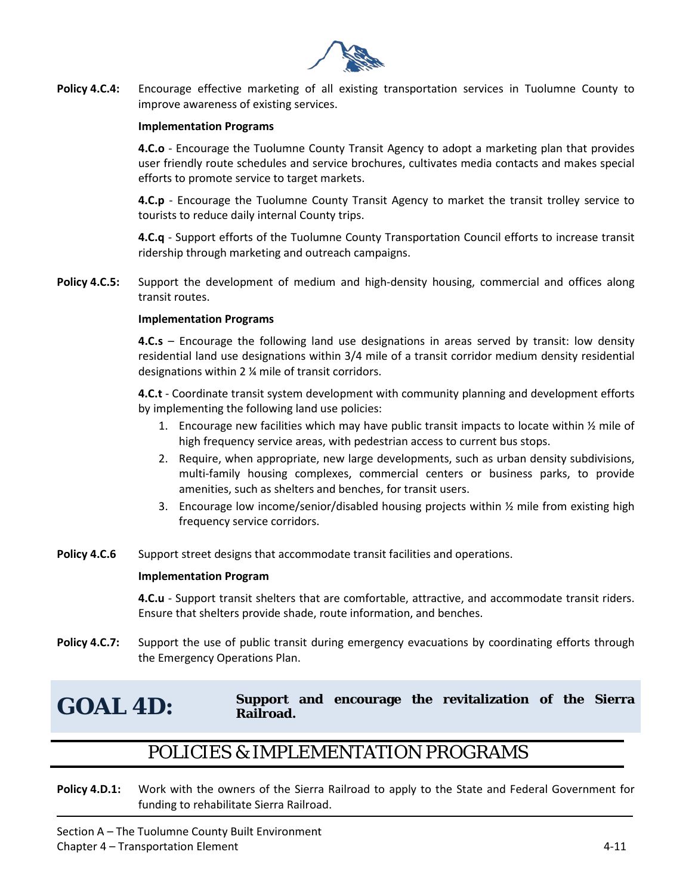**Policy 4.C.4:** Encourage effective marketing of all existing transportation services in Tuolumne County to improve awareness of existing services.

**Implementation Programs**

**4.C.o** - Encourage the Tuolumne County Transit Agency to adopt a marketing plan that provides user friendly route schedules and service brochures, cultivates media contacts and makes special efforts to promote service to target markets.

**4.C.p** - Encourage the Tuolumne County Transit Agency to market the transit trolley service to tourists to reduce daily internal County trips.

**4.C.q** - Support efforts of the Tuolumne County Transportation Council efforts to increase transit ridership through marketing and outreach campaigns.

**Policy 4.C.5:** Support the development of medium and high-density housing, commercial and offices along transit routes.

**Implementation Programs**

**4.C.s** – Encourage the following land use designations in areas served by transit: low density residential land use designations within 3/4 mile of a transit corridor medium density residential designations within 2 ¼ mile of transit corridors.

**4.C.t** - Coordinate transit system development with community planning and development efforts by implementing the following land use policies:

1. Encourage new facilities which may have public transit impacts to locate within ½ mile of high frequency service areas, with pedestrian access to current bus stops.
2. Require, when appropriate, new large developments, such as urban density subdivisions, multi-family housing complexes, commercial centers or business parks, to provide amenities, such as shelters and benches, for transit users.
3. Encourage low income/senior/disabled housing projects within ½ mile from existing high frequency service corridors.

**Policy 4.C.6** Support street designs that accommodate transit facilities and operations.

**Implementation Program**

**4.C.u** - Support transit shelters that are comfortable, attractive, and accommodate transit riders. Ensure that shelters provide shade, route information, and benches.

**Policy 4.C.7:** Support the use of public transit during emergency evacuations by coordinating efforts through the Emergency Operations Plan.

# GOAL 4D: Support and encourage the revitalization of the Sierra Railroad.

## POLICIES & IMPLEMENTATION PROGRAMS

**Policy 4.D.1:** Work with the owners of the Sierra Railroad to apply to the State and Federal Government for funding to rehabilitate Sierra Railroad.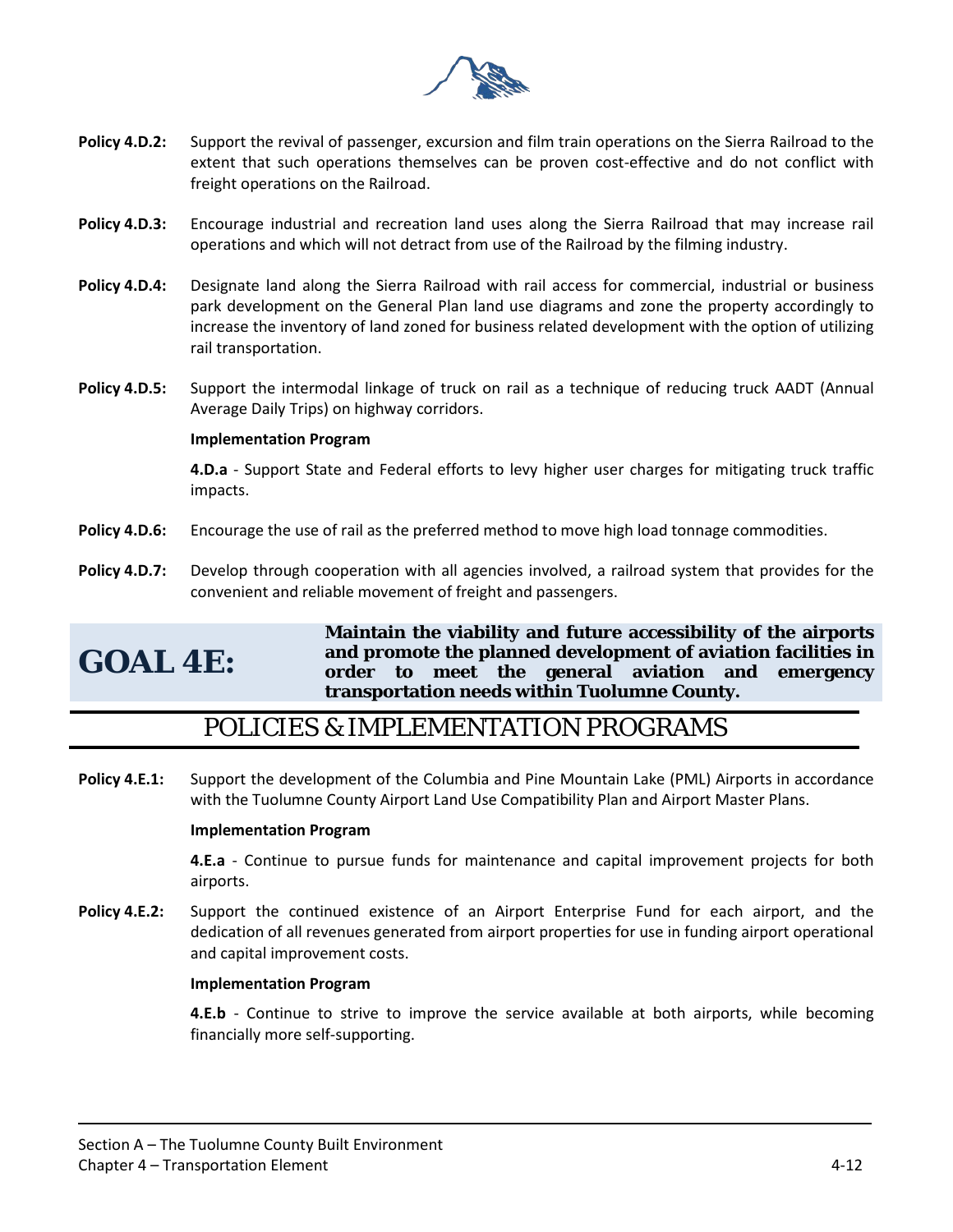**Policy 4.D.2:** Support the revival of passenger, excursion and film train operations on the Sierra Railroad to the extent that such operations themselves can be proven cost-effective and do not conflict with freight operations on the Railroad.

**Policy 4.D.3:** Encourage industrial and recreation land uses along the Sierra Railroad that may increase rail operations and which will not detract from use of the Railroad by the filming industry.

**Policy 4.D.4:** Designate land along the Sierra Railroad with rail access for commercial, industrial or business park development on the General Plan land use diagrams and zone the property accordingly to increase the inventory of land zoned for business related development with the option of utilizing rail transportation.

**Policy 4.D.5:** Support the intermodal linkage of truck on rail as a technique of reducing truck AADT (Annual Average Daily Trips) on highway corridors.

**Implementation Program**

**4.D.a** - Support State and Federal efforts to levy higher user charges for mitigating truck traffic impacts.

**Policy 4.D.6:** Encourage the use of rail as the preferred method to move high load tonnage commodities.

**Policy 4.D.7:** Develop through cooperation with all agencies involved, a railroad system that provides for the convenient and reliable movement of freight and passengers.

## GOAL 4E: Maintain the viability and future accessibility of the airports and promote the planned development of aviation facilities in order to meet the general aviation and emergency transportation needs within Tuolumne County.

## POLICIES & IMPLEMENTATION PROGRAMS

**Policy 4.E.1:** Support the development of the Columbia and Pine Mountain Lake (PML) Airports in accordance with the Tuolumne County Airport Land Use Compatibility Plan and Airport Master Plans.

**Implementation Program**

**4.E.a** - Continue to pursue funds for maintenance and capital improvement projects for both airports.

**Policy 4.E.2:** Support the continued existence of an Airport Enterprise Fund for each airport, and the dedication of all revenues generated from airport properties for use in funding airport operational and capital improvement costs.

**Implementation Program**

**4.E.b** - Continue to strive to improve the service available at both airports, while becoming financially more self-supporting.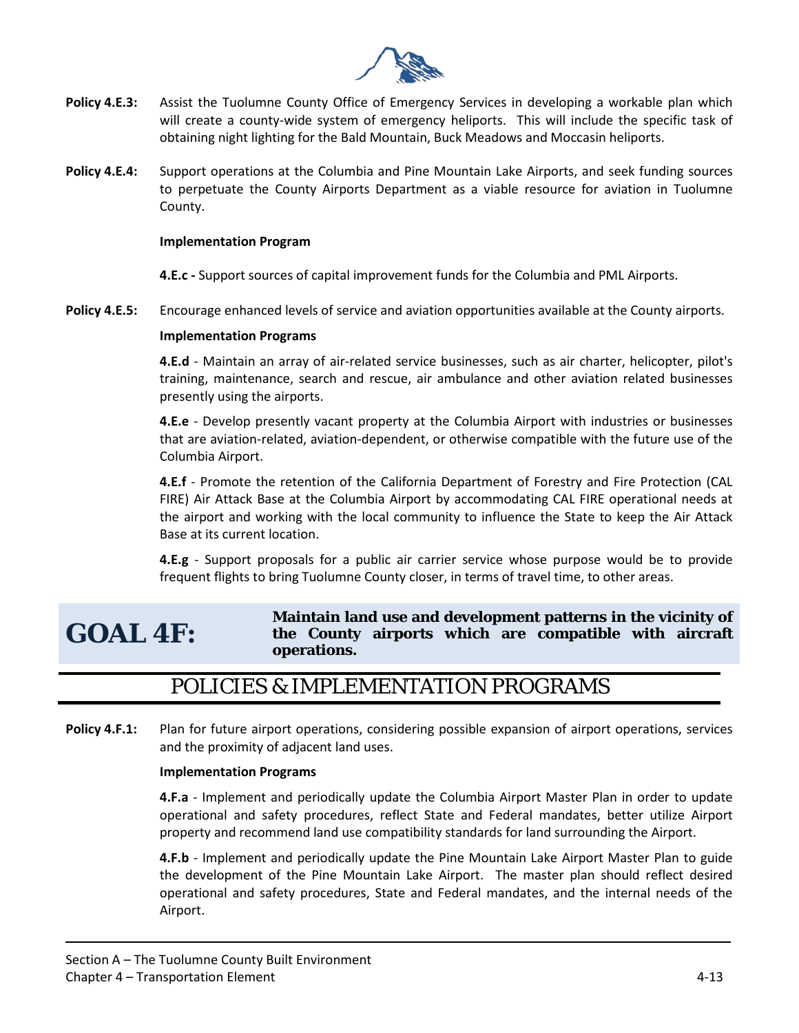**Policy 4.E.3:** Assist the Tuolumne County Office of Emergency Services in developing a workable plan which will create a county-wide system of emergency heliports. This will include the specific task of obtaining night lighting for the Bald Mountain, Buck Meadows and Moccasin heliports.

**Policy 4.E.4:** Support operations at the Columbia and Pine Mountain Lake Airports, and seek funding sources to perpetuate the County Airports Department as a viable resource for aviation in Tuolumne County.

**Implementation Program**

**4.E.c -** Support sources of capital improvement funds for the Columbia and PML Airports.

**Policy 4.E.5:** Encourage enhanced levels of service and aviation opportunities available at the County airports.

**Implementation Programs**

**4.E.d** - Maintain an array of air-related service businesses, such as air charter, helicopter, pilot's training, maintenance, search and rescue, air ambulance and other aviation related businesses presently using the airports.

**4.E.e** - Develop presently vacant property at the Columbia Airport with industries or businesses that are aviation-related, aviation-dependent, or otherwise compatible with the future use of the Columbia Airport.

**4.E.f** - Promote the retention of the California Department of Forestry and Fire Protection (CAL FIRE) Air Attack Base at the Columbia Airport by accommodating CAL FIRE operational needs at the airport and working with the local community to influence the State to keep the Air Attack Base at its current location.

**4.E.g** - Support proposals for a public air carrier service whose purpose would be to provide frequent flights to bring Tuolumne County closer, in terms of travel time, to other areas.

## GOAL 4F: Maintain land use and development patterns in the vicinity of the County airports which are compatible with aircraft operations.

## POLICIES & IMPLEMENTATION PROGRAMS

**Policy 4.F.1:** Plan for future airport operations, considering possible expansion of airport operations, services and the proximity of adjacent land uses.

**Implementation Programs**

**4.F.a** - Implement and periodically update the Columbia Airport Master Plan in order to update operational and safety procedures, reflect State and Federal mandates, better utilize Airport property and recommend land use compatibility standards for land surrounding the Airport.

**4.F.b** - Implement and periodically update the Pine Mountain Lake Airport Master Plan to guide the development of the Pine Mountain Lake Airport. The master plan should reflect desired operational and safety procedures, State and Federal mandates, and the internal needs of the Airport.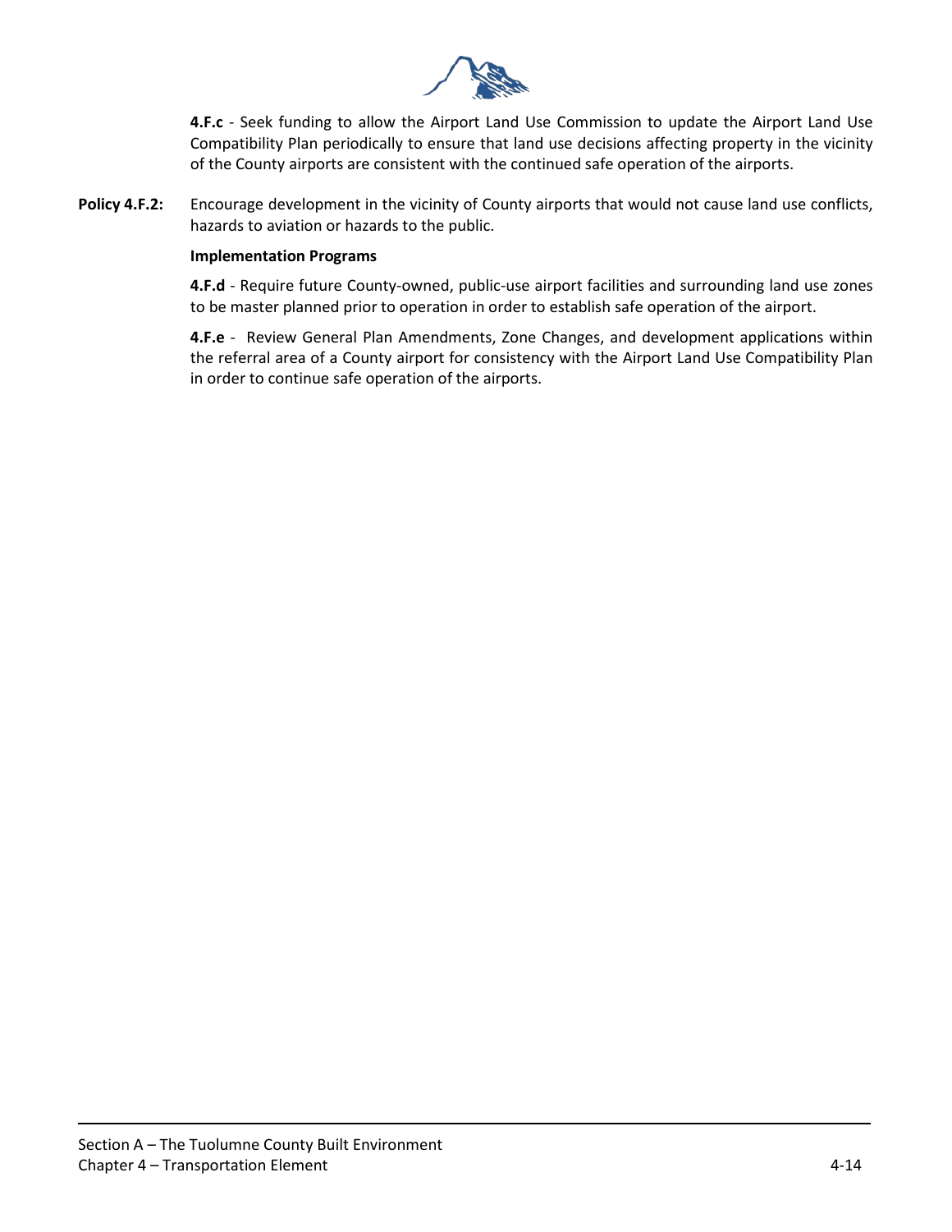**4.F.c** - Seek funding to allow the Airport Land Use Commission to update the Airport Land Use Compatibility Plan periodically to ensure that land use decisions affecting property in the vicinity of the County airports are consistent with the continued safe operation of the airports.

**Policy 4.F.2:** Encourage development in the vicinity of County airports that would not cause land use conflicts, hazards to aviation or hazards to the public.

**Implementation Programs**

**4.F.d** - Require future County-owned, public-use airport facilities and surrounding land use zones to be master planned prior to operation in order to establish safe operation of the airport.

**4.F.e** - Review General Plan Amendments, Zone Changes, and development applications within the referral area of a County airport for consistency with the Airport Land Use Compatibility Plan in order to continue safe operation of the airports.